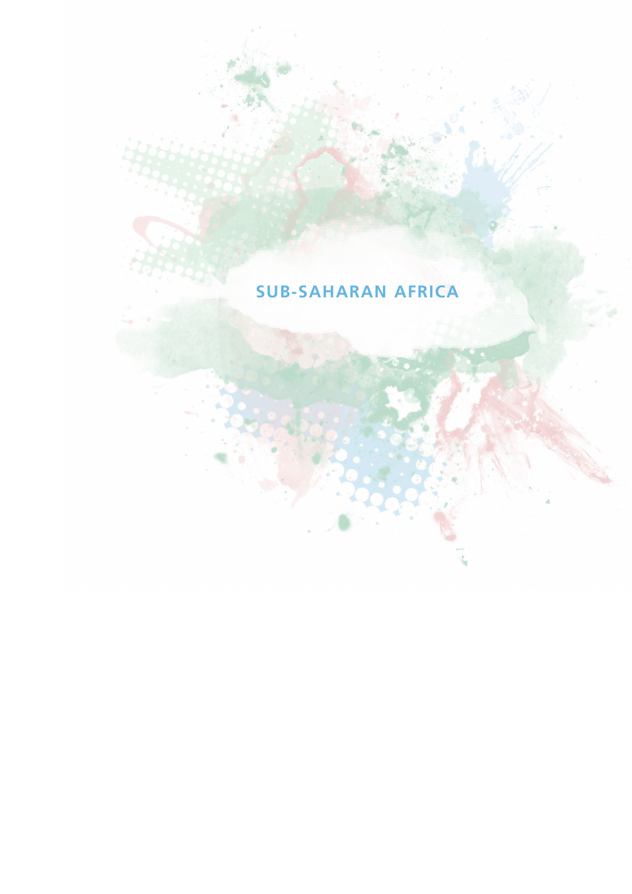# SUB-SAHARAN AFRICA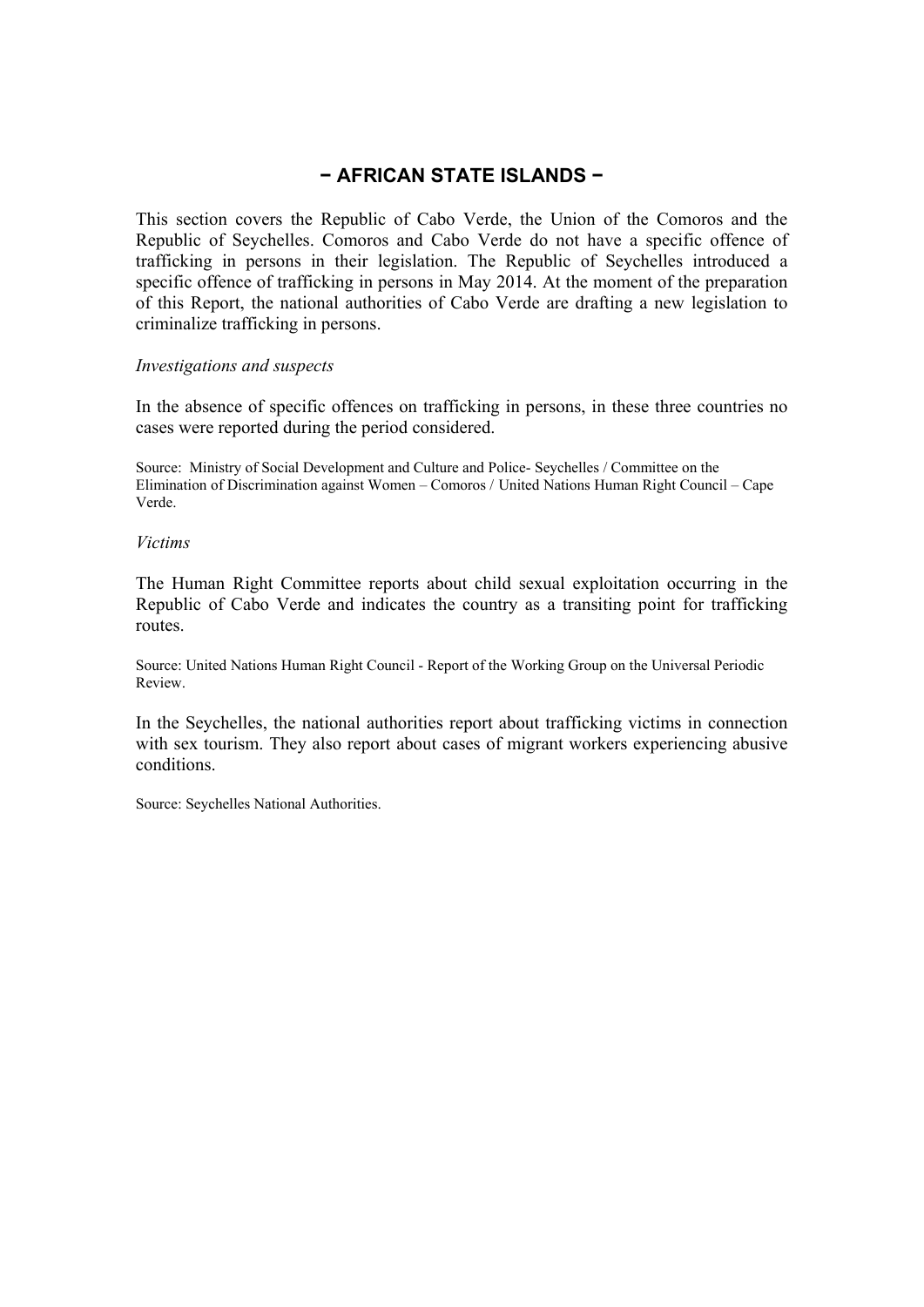## − AFRICAN STATE ISLANDS −

This section covers the Republic of Cabo Verde, the Union of the Comoros and the Republic of Seychelles. Comoros and Cabo Verde do not have a specific offence of trafficking in persons in their legislation. The Republic of Seychelles introduced a specific offence of trafficking in persons in May 2014. At the moment of the preparation of this Report, the national authorities of Cabo Verde are drafting a new legislation to criminalize trafficking in persons.

*Investigations and suspects*

In the absence of specific offences on trafficking in persons, in these three countries no cases were reported during the period considered.

Source: Ministry of Social Development and Culture and Police- Seychelles / Committee on the Elimination of Discrimination against Women – Comoros / United Nations Human Right Council – Cape Verde.

*Victims*

The Human Right Committee reports about child sexual exploitation occurring in the Republic of Cabo Verde and indicates the country as a transiting point for trafficking routes.

Source: United Nations Human Right Council - Report of the Working Group on the Universal Periodic Review.

In the Seychelles, the national authorities report about trafficking victims in connection with sex tourism. They also report about cases of migrant workers experiencing abusive conditions.

Source: Seychelles National Authorities.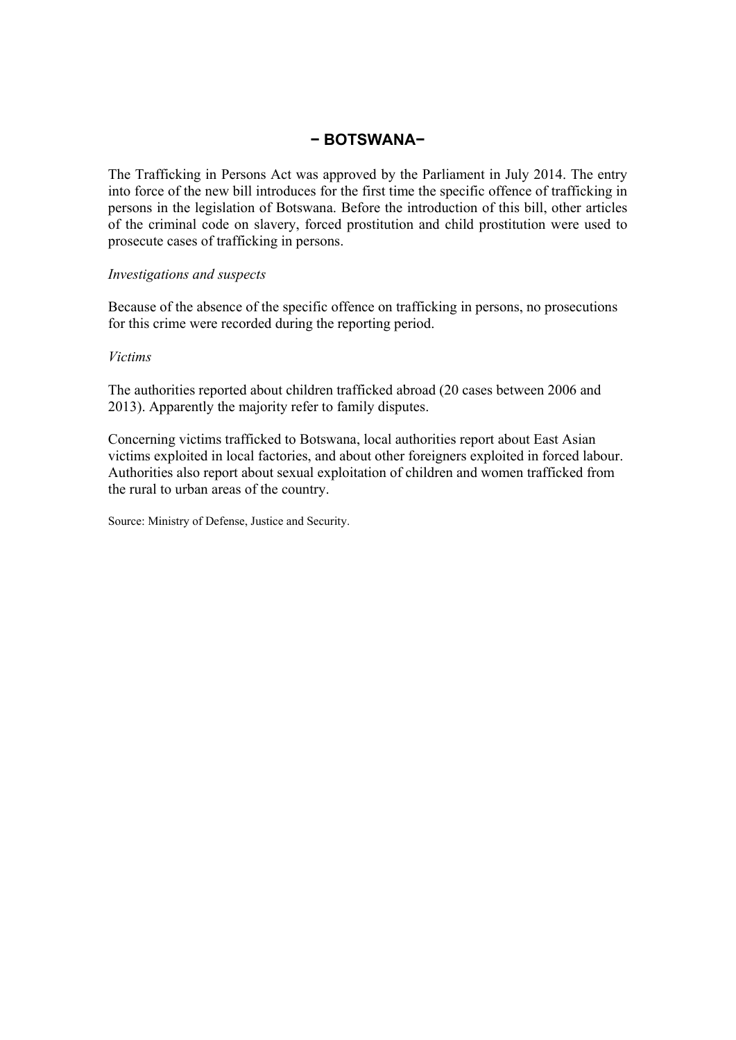## – BOTSWANA–

The Trafficking in Persons Act was approved by the Parliament in July 2014. The entry into force of the new bill introduces for the first time the specific offence of trafficking in persons in the legislation of Botswana. Before the introduction of this bill, other articles of the criminal code on slavery, forced prostitution and child prostitution were used to prosecute cases of trafficking in persons.

*Investigations and suspects*

Because of the absence of the specific offence on trafficking in persons, no prosecutions for this crime were recorded during the reporting period.

*Victims*

The authorities reported about children trafficked abroad (20 cases between 2006 and 2013). Apparently the majority refer to family disputes.

Concerning victims trafficked to Botswana, local authorities report about East Asian victims exploited in local factories, and about other foreigners exploited in forced labour. Authorities also report about sexual exploitation of children and women trafficked from the rural to urban areas of the country.

Source: Ministry of Defense, Justice and Security.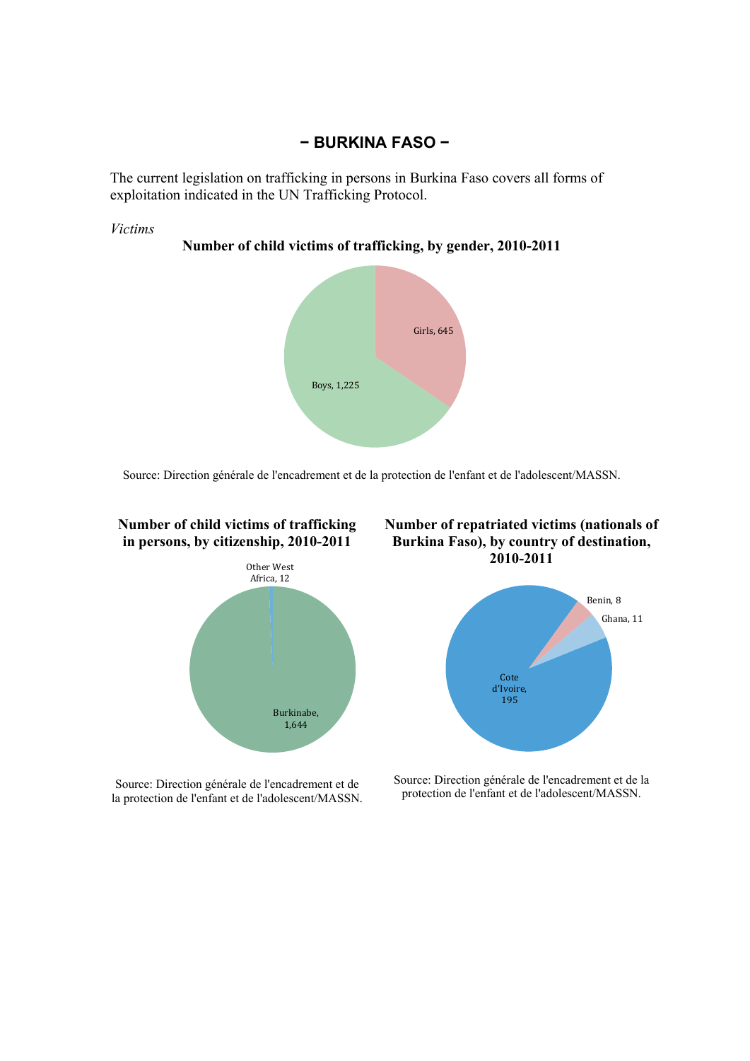# − BURKINA FASO −

The current legislation on trafficking in persons in Burkina Faso covers all forms of exploitation indicated in the UN Trafficking Protocol.

*Victims*

**Number of child victims of trafficking, by gender, 2010-2011**

Girls, 645

Boys, 1,225

Source: Direction générale de l'encadrement et de la protection de l'enfant et de l'adolescent/MASSN.

**Number of child victims of trafficking in persons, by citizenship, 2010-2011**

Other West Africa, 12

Burkinabe, 1,644

Source: Direction générale de l'encadrement et de la protection de l'enfant et de l'adolescent/MASSN.

**Number of repatriated victims (nationals of Burkina Faso), by country of destination, 2010-2011**

Benin, 8

Ghana, 11

Cote d'Ivoire, 195

Source: Direction générale de l'encadrement et de la protection de l'enfant et de l'adolescent/MASSN.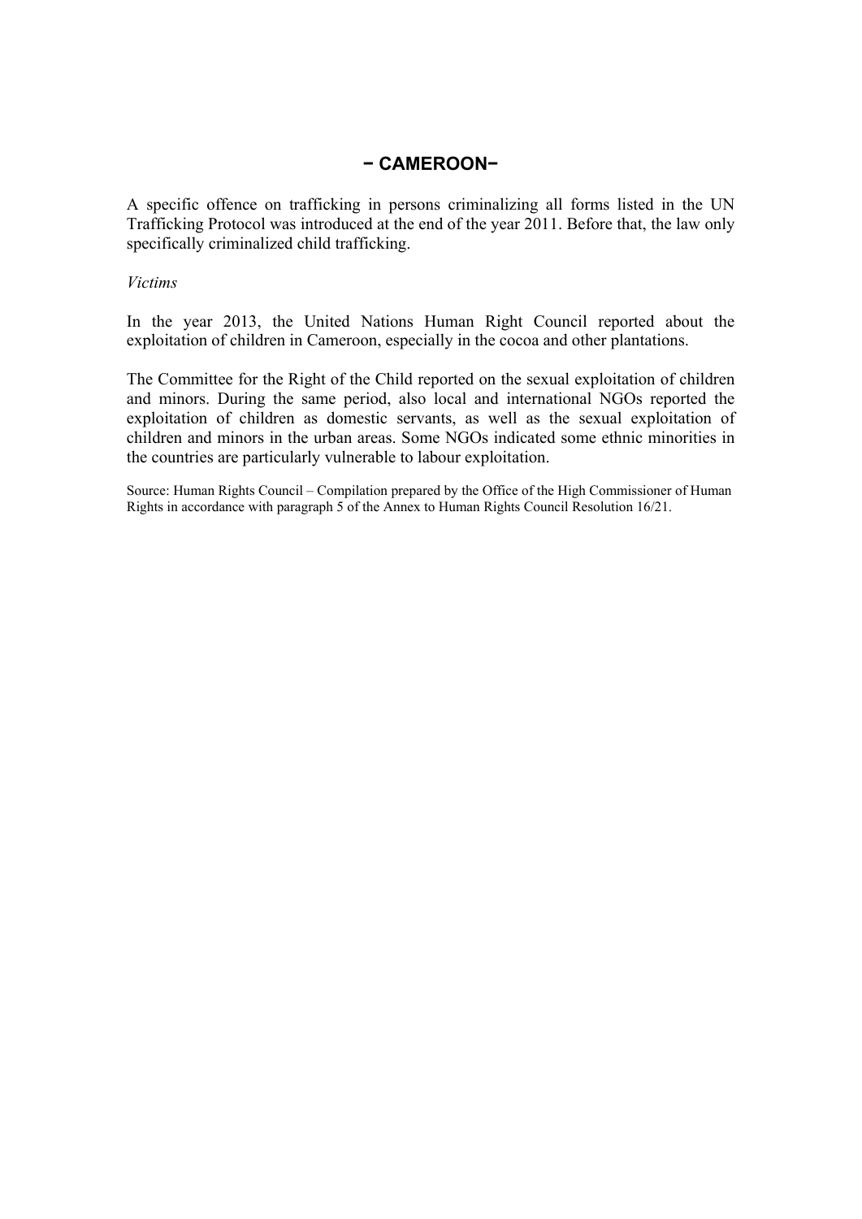## − CAMEROON−

A specific offence on trafficking in persons criminalizing all forms listed in the UN Trafficking Protocol was introduced at the end of the year 2011. Before that, the law only specifically criminalized child trafficking.

*Victims*

In the year 2013, the United Nations Human Right Council reported about the exploitation of children in Cameroon, especially in the cocoa and other plantations.

The Committee for the Right of the Child reported on the sexual exploitation of children and minors. During the same period, also local and international NGOs reported the exploitation of children as domestic servants, as well as the sexual exploitation of children and minors in the urban areas. Some NGOs indicated some ethnic minorities in the countries are particularly vulnerable to labour exploitation.

Source: Human Rights Council – Compilation prepared by the Office of the High Commissioner of Human Rights in accordance with paragraph 5 of the Annex to Human Rights Council Resolution 16/21.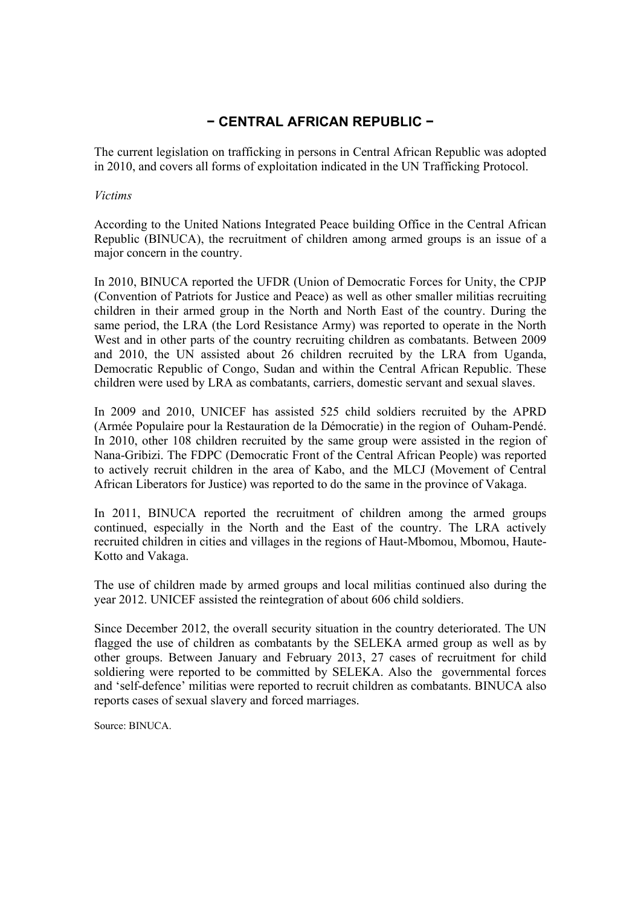# − CENTRAL AFRICAN REPUBLIC −

The current legislation on trafficking in persons in Central African Republic was adopted in 2010, and covers all forms of exploitation indicated in the UN Trafficking Protocol.

*Victims*

According to the United Nations Integrated Peace building Office in the Central African Republic (BINUCA), the recruitment of children among armed groups is an issue of a major concern in the country.

In 2010, BINUCA reported the UFDR (Union of Democratic Forces for Unity, the CPJP (Convention of Patriots for Justice and Peace) as well as other smaller militias recruiting children in their armed group in the North and North East of the country. During the same period, the LRA (the Lord Resistance Army) was reported to operate in the North West and in other parts of the country recruiting children as combatants. Between 2009 and 2010, the UN assisted about 26 children recruited by the LRA from Uganda, Democratic Republic of Congo, Sudan and within the Central African Republic. These children were used by LRA as combatants, carriers, domestic servant and sexual slaves.

In 2009 and 2010, UNICEF has assisted 525 child soldiers recruited by the APRD (Armée Populaire pour la Restauration de la Démocratie) in the region of Ouham-Pendé. In 2010, other 108 children recruited by the same group were assisted in the region of Nana-Gribizi. The FDPC (Democratic Front of the Central African People) was reported to actively recruit children in the area of Kabo, and the MLCJ (Movement of Central African Liberators for Justice) was reported to do the same in the province of Vakaga.

In 2011, BINUCA reported the recruitment of children among the armed groups continued, especially in the North and the East of the country. The LRA actively recruited children in cities and villages in the regions of Haut-Mbomou, Mbomou, Haute-Kotto and Vakaga.

The use of children made by armed groups and local militias continued also during the year 2012. UNICEF assisted the reintegration of about 606 child soldiers.

Since December 2012, the overall security situation in the country deteriorated. The UN flagged the use of children as combatants by the SELEKA armed group as well as by other groups. Between January and February 2013, 27 cases of recruitment for child soldiering were reported to be committed by SELEKA. Also the governmental forces and 'self-defence' militias were reported to recruit children as combatants. BINUCA also reports cases of sexual slavery and forced marriages.

Source: BINUCA.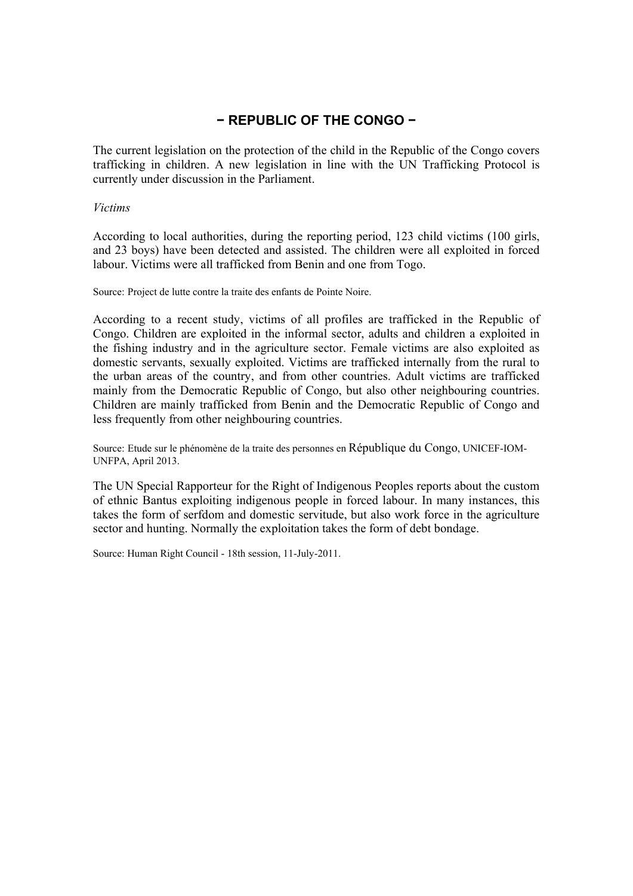## − REPUBLIC OF THE CONGO −

The current legislation on the protection of the child in the Republic of the Congo covers trafficking in children. A new legislation in line with the UN Trafficking Protocol is currently under discussion in the Parliament.

*Victims*

According to local authorities, during the reporting period, 123 child victims (100 girls, and 23 boys) have been detected and assisted. The children were all exploited in forced labour. Victims were all trafficked from Benin and one from Togo.

Source: Project de lutte contre la traite des enfants de Pointe Noire.

According to a recent study, victims of all profiles are trafficked in the Republic of Congo. Children are exploited in the informal sector, adults and children a exploited in the fishing industry and in the agriculture sector. Female victims are also exploited as domestic servants, sexually exploited. Victims are trafficked internally from the rural to the urban areas of the country, and from other countries. Adult victims are trafficked mainly from the Democratic Republic of Congo, but also other neighbouring countries. Children are mainly trafficked from Benin and the Democratic Republic of Congo and less frequently from other neighbouring countries.

Source: Etude sur le phénomène de la traite des personnes en République du Congo, UNICEF-IOM-UNFPA, April 2013.

The UN Special Rapporteur for the Right of Indigenous Peoples reports about the custom of ethnic Bantus exploiting indigenous people in forced labour. In many instances, this takes the form of serfdom and domestic servitude, but also work force in the agriculture sector and hunting. Normally the exploitation takes the form of debt bondage.

Source: Human Right Council - 18th session, 11-July-2011.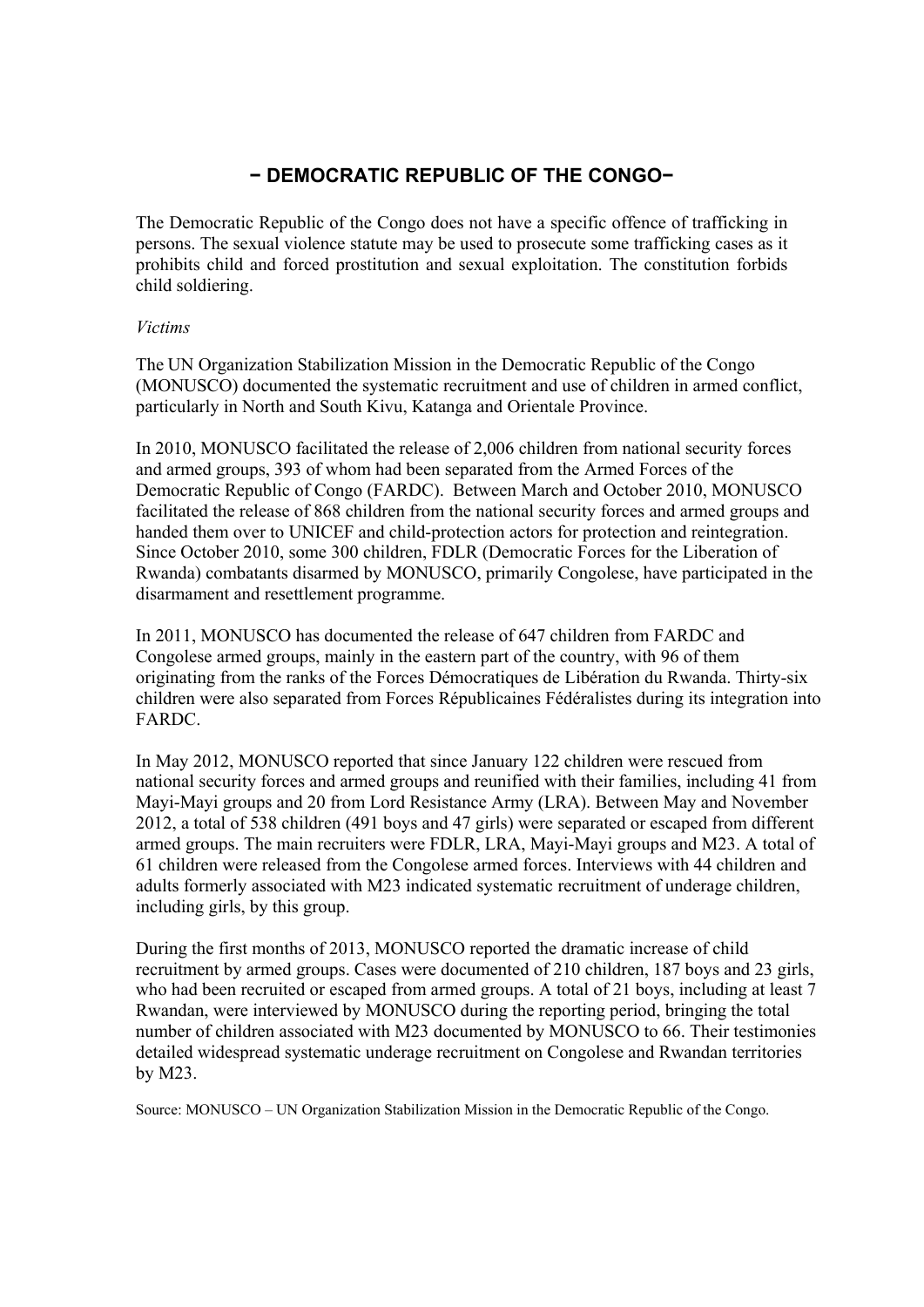# − DEMOCRATIC REPUBLIC OF THE CONGO−

The Democratic Republic of the Congo does not have a specific offence of trafficking in persons. The sexual violence statute may be used to prosecute some trafficking cases as it prohibits child and forced prostitution and sexual exploitation. The constitution forbids child soldiering.

*Victims*

The UN Organization Stabilization Mission in the Democratic Republic of the Congo (MONUSCO) documented the systematic recruitment and use of children in armed conflict, particularly in North and South Kivu, Katanga and Orientale Province.

In 2010, MONUSCO facilitated the release of 2,006 children from national security forces and armed groups, 393 of whom had been separated from the Armed Forces of the Democratic Republic of Congo (FARDC). Between March and October 2010, MONUSCO facilitated the release of 868 children from the national security forces and armed groups and handed them over to UNICEF and child-protection actors for protection and reintegration. Since October 2010, some 300 children, FDLR (Democratic Forces for the Liberation of Rwanda) combatants disarmed by MONUSCO, primarily Congolese, have participated in the disarmament and resettlement programme.

In 2011, MONUSCO has documented the release of 647 children from FARDC and Congolese armed groups, mainly in the eastern part of the country, with 96 of them originating from the ranks of the Forces Démocratiques de Libération du Rwanda. Thirty-six children were also separated from Forces Républicaines Fédéralistes during its integration into FARDC.

In May 2012, MONUSCO reported that since January 122 children were rescued from national security forces and armed groups and reunified with their families, including 41 from Mayi-Mayi groups and 20 from Lord Resistance Army (LRA). Between May and November 2012, a total of 538 children (491 boys and 47 girls) were separated or escaped from different armed groups. The main recruiters were FDLR, LRA, Mayi-Mayi groups and M23. A total of 61 children were released from the Congolese armed forces. Interviews with 44 children and adults formerly associated with M23 indicated systematic recruitment of underage children, including girls, by this group.

During the first months of 2013, MONUSCO reported the dramatic increase of child recruitment by armed groups. Cases were documented of 210 children, 187 boys and 23 girls, who had been recruited or escaped from armed groups. A total of 21 boys, including at least 7 Rwandan, were interviewed by MONUSCO during the reporting period, bringing the total number of children associated with M23 documented by MONUSCO to 66. Their testimonies detailed widespread systematic underage recruitment on Congolese and Rwandan territories by M23.

Source: MONUSCO – UN Organization Stabilization Mission in the Democratic Republic of the Congo.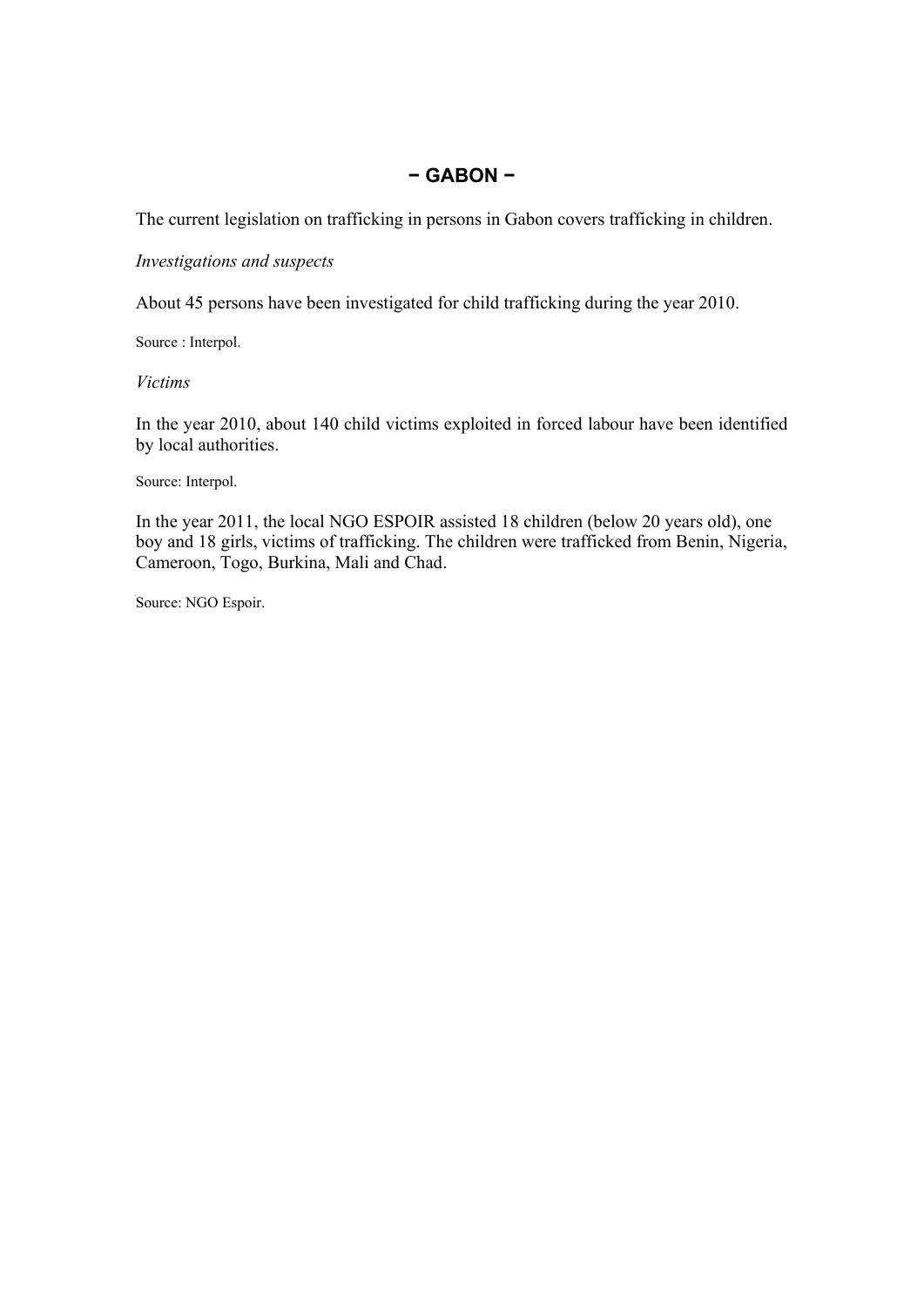## − GABON −

The current legislation on trafficking in persons in Gabon covers trafficking in children.

*Investigations and suspects*

About 45 persons have been investigated for child trafficking during the year 2010.

Source : Interpol.

*Victims*

In the year 2010, about 140 child victims exploited in forced labour have been identified by local authorities.

Source: Interpol.

In the year 2011, the local NGO ESPOIR assisted 18 children (below 20 years old), one boy and 18 girls, victims of trafficking. The children were trafficked from Benin, Nigeria, Cameroon, Togo, Burkina, Mali and Chad.

Source: NGO Espoir.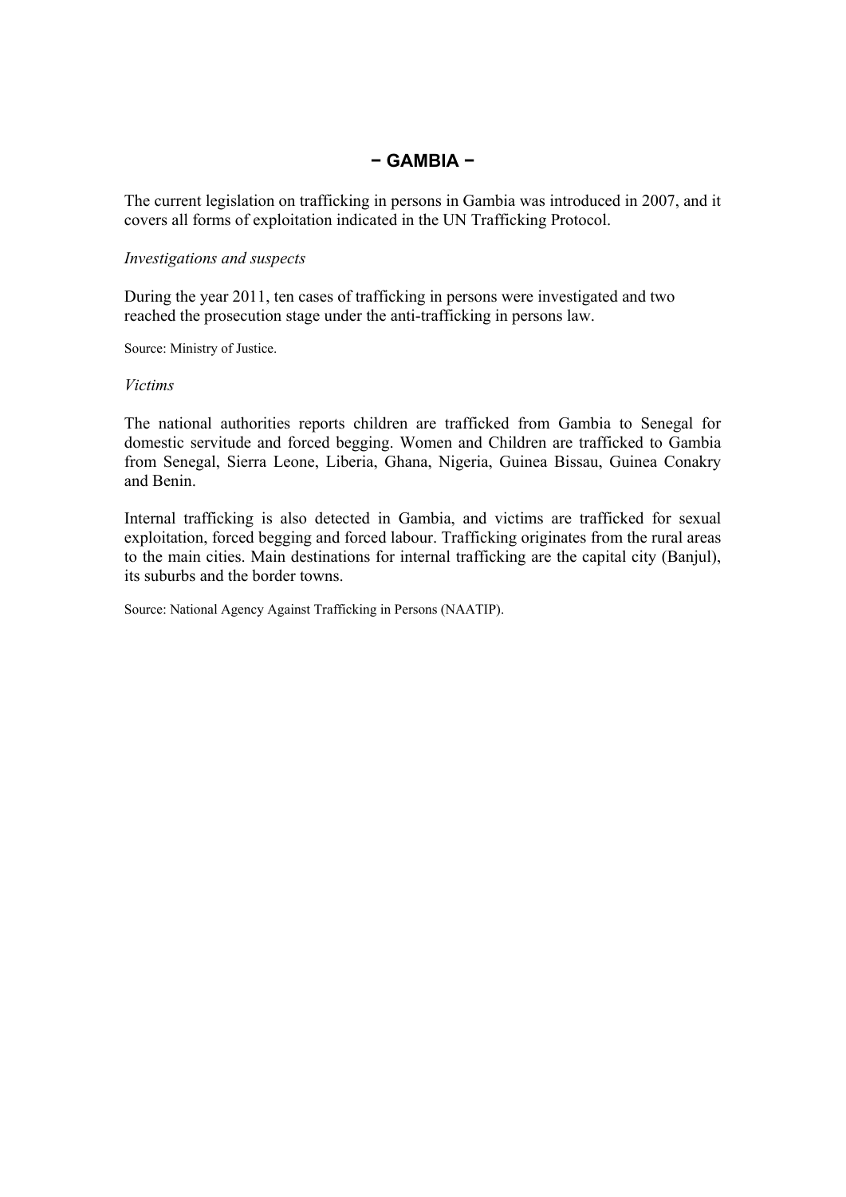## − GAMBIA −

The current legislation on trafficking in persons in Gambia was introduced in 2007, and it covers all forms of exploitation indicated in the UN Trafficking Protocol.

*Investigations and suspects*

During the year 2011, ten cases of trafficking in persons were investigated and two reached the prosecution stage under the anti-trafficking in persons law.

Source: Ministry of Justice.

*Victims*

The national authorities reports children are trafficked from Gambia to Senegal for domestic servitude and forced begging. Women and Children are trafficked to Gambia from Senegal, Sierra Leone, Liberia, Ghana, Nigeria, Guinea Bissau, Guinea Conakry and Benin.

Internal trafficking is also detected in Gambia, and victims are trafficked for sexual exploitation, forced begging and forced labour. Trafficking originates from the rural areas to the main cities. Main destinations for internal trafficking are the capital city (Banjul), its suburbs and the border towns.

Source: National Agency Against Trafficking in Persons (NAATIP).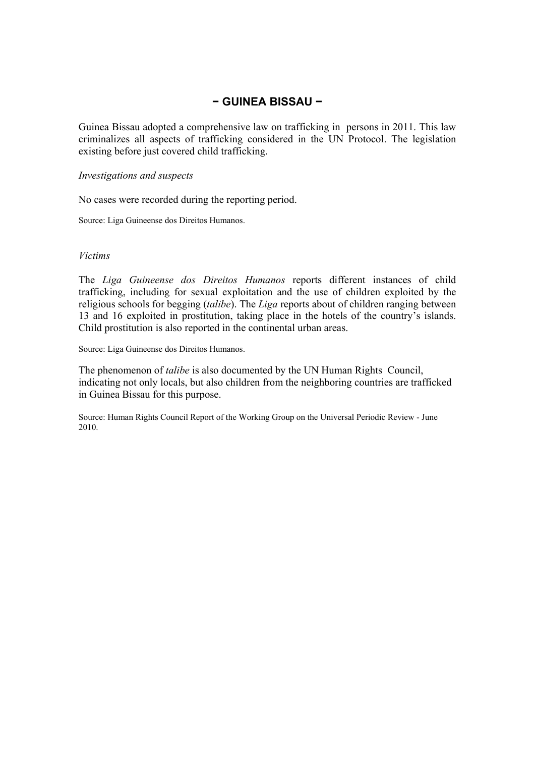## − GUINEA BISSAU −

Guinea Bissau adopted a comprehensive law on trafficking in persons in 2011. This law criminalizes all aspects of trafficking considered in the UN Protocol. The legislation existing before just covered child trafficking.

*Investigations and suspects*

No cases were recorded during the reporting period.

Source: Liga Guineense dos Direitos Humanos.

*Victims*

The *Liga Guineense dos Direitos Humanos* reports different instances of child trafficking, including for sexual exploitation and the use of children exploited by the religious schools for begging (*talibe*). The *Liga* reports about of children ranging between 13 and 16 exploited in prostitution, taking place in the hotels of the country's islands. Child prostitution is also reported in the continental urban areas.

Source: Liga Guineense dos Direitos Humanos.

The phenomenon of *talibe* is also documented by the UN Human Rights Council, indicating not only locals, but also children from the neighboring countries are trafficked in Guinea Bissau for this purpose.

Source: Human Rights Council Report of the Working Group on the Universal Periodic Review - June 2010.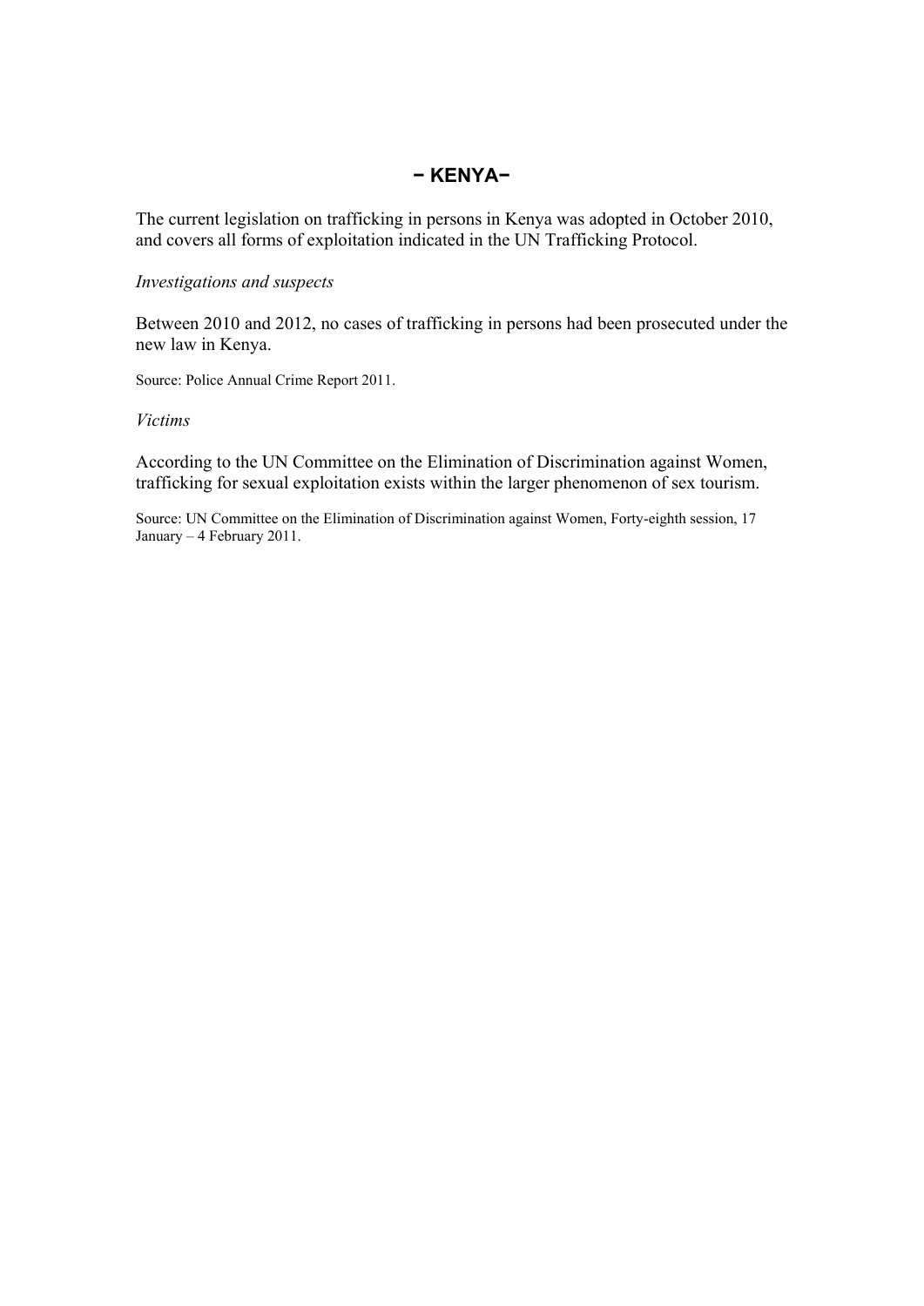## − KENYA−

The current legislation on trafficking in persons in Kenya was adopted in October 2010, and covers all forms of exploitation indicated in the UN Trafficking Protocol.

*Investigations and suspects*

Between 2010 and 2012, no cases of trafficking in persons had been prosecuted under the new law in Kenya.

Source: Police Annual Crime Report 2011.

*Victims*

According to the UN Committee on the Elimination of Discrimination against Women, trafficking for sexual exploitation exists within the larger phenomenon of sex tourism.

Source: UN Committee on the Elimination of Discrimination against Women, Forty-eighth session, 17 January – 4 February 2011.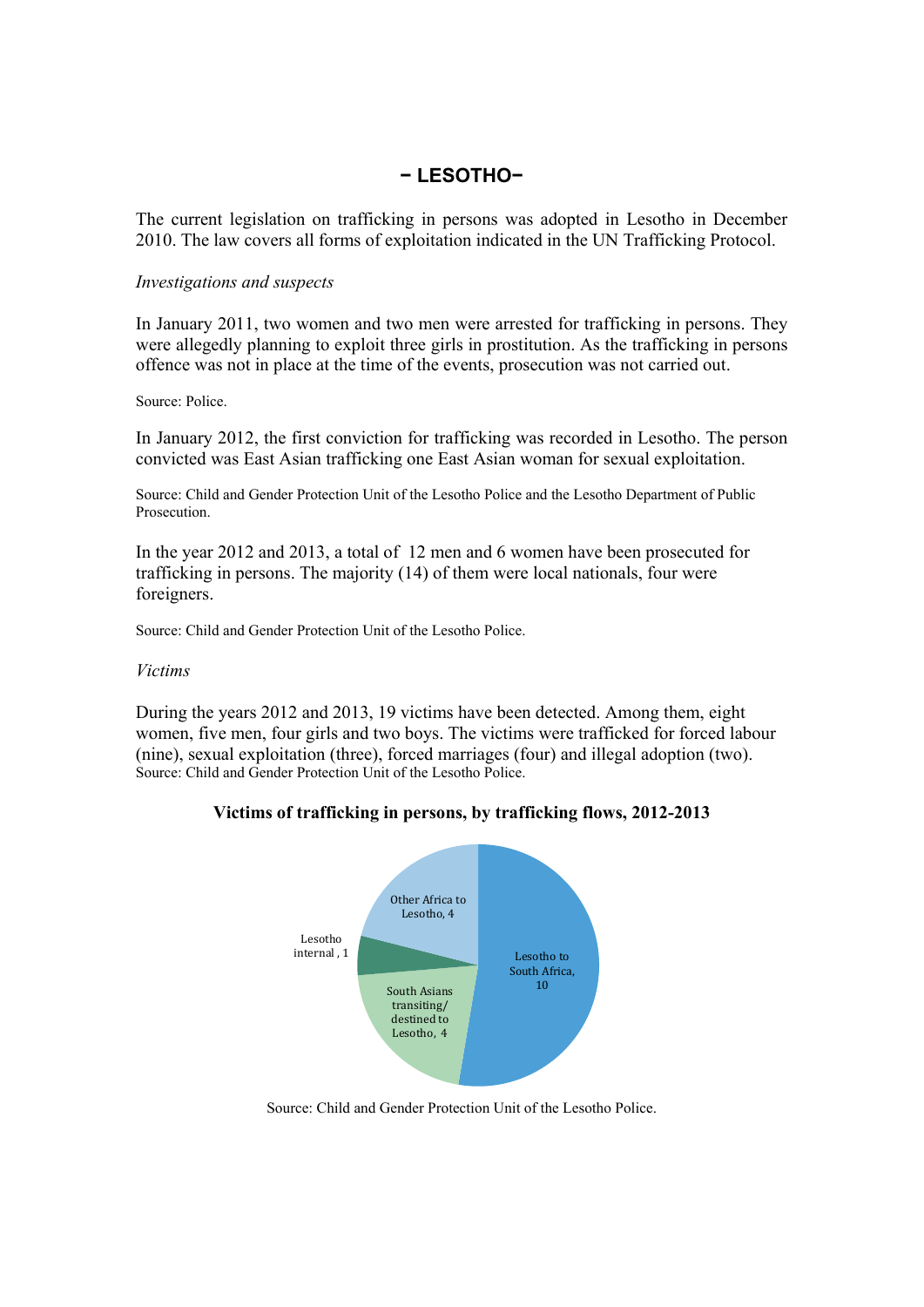# − LESOTHO−

The current legislation on trafficking in persons was adopted in Lesotho in December 2010. The law covers all forms of exploitation indicated in the UN Trafficking Protocol.

*Investigations and suspects*

In January 2011, two women and two men were arrested for trafficking in persons. They were allegedly planning to exploit three girls in prostitution. As the trafficking in persons offence was not in place at the time of the events, prosecution was not carried out.

Source: Police.

In January 2012, the first conviction for trafficking was recorded in Lesotho. The person convicted was East Asian trafficking one East Asian woman for sexual exploitation.

Source: Child and Gender Protection Unit of the Lesotho Police and the Lesotho Department of Public Prosecution.

In the year 2012 and 2013, a total of 12 men and 6 women have been prosecuted for trafficking in persons. The majority (14) of them were local nationals, four were foreigners.

Source: Child and Gender Protection Unit of the Lesotho Police.

*Victims*

During the years 2012 and 2013, 19 victims have been detected. Among them, eight women, five men, four girls and two boys. The victims were trafficked for forced labour (nine), sexual exploitation (three), forced marriages (four) and illegal adoption (two).
Source: Child and Gender Protection Unit of the Lesotho Police.

**Victims of trafficking in persons, by trafficking flows, 2012-2013**

| Trafficking flow | Victims |
|---|---|
| Lesotho to South Africa | 10 |
| South Asians transiting/ destined to Lesotho | 4 |
| Lesotho internal | 1 |
| Other Africa to Lesotho | 4 |

Source: Child and Gender Protection Unit of the Lesotho Police.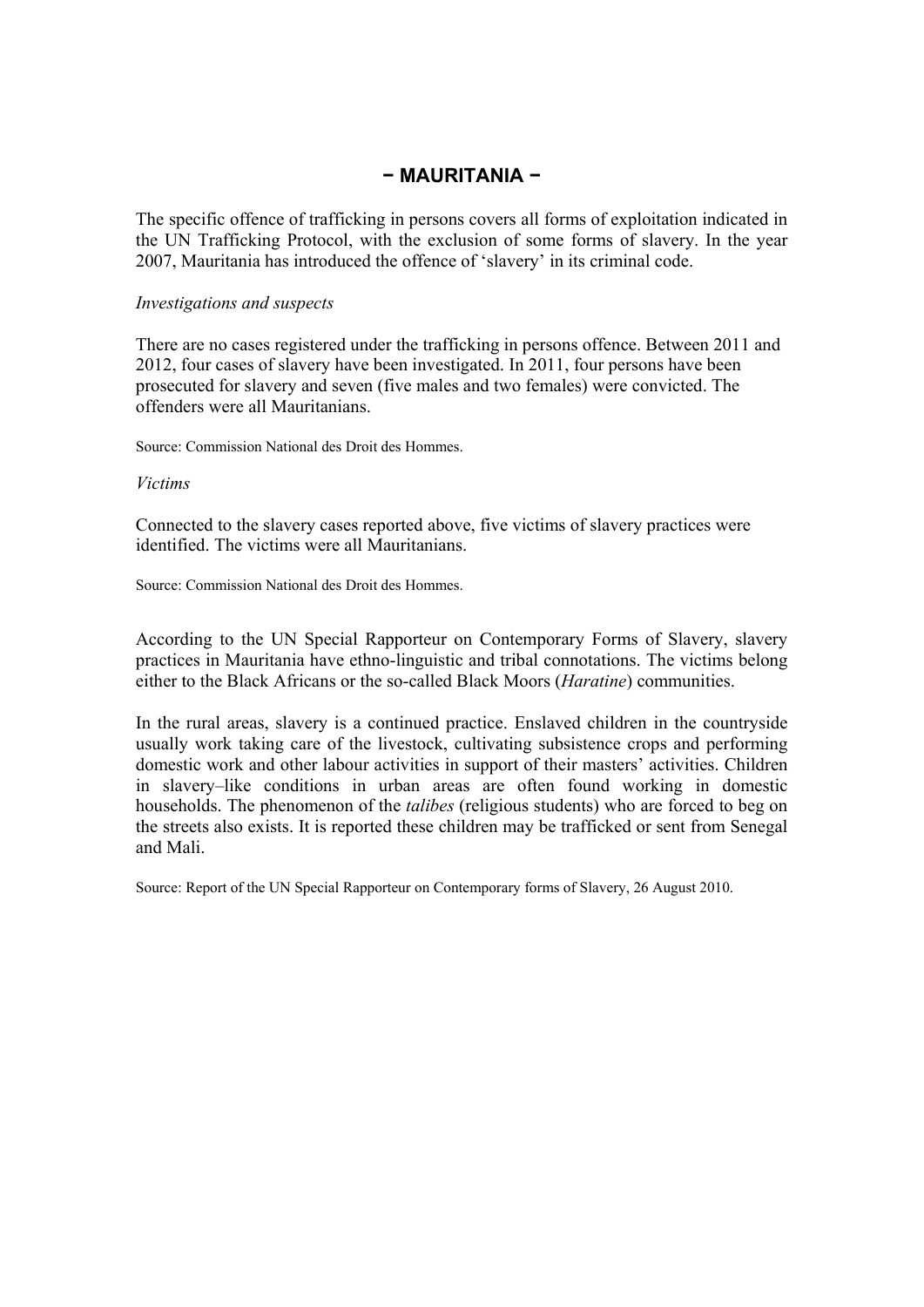## − MAURITANIA −

The specific offence of trafficking in persons covers all forms of exploitation indicated in the UN Trafficking Protocol, with the exclusion of some forms of slavery. In the year 2007, Mauritania has introduced the offence of 'slavery' in its criminal code.

*Investigations and suspects*

There are no cases registered under the trafficking in persons offence. Between 2011 and 2012, four cases of slavery have been investigated. In 2011, four persons have been prosecuted for slavery and seven (five males and two females) were convicted. The offenders were all Mauritanians.

Source: Commission National des Droit des Hommes.

*Victims*

Connected to the slavery cases reported above, five victims of slavery practices were identified. The victims were all Mauritanians.

Source: Commission National des Droit des Hommes.

According to the UN Special Rapporteur on Contemporary Forms of Slavery, slavery practices in Mauritania have ethno-linguistic and tribal connotations. The victims belong either to the Black Africans or the so-called Black Moors (*Haratine*) communities.

In the rural areas, slavery is a continued practice. Enslaved children in the countryside usually work taking care of the livestock, cultivating subsistence crops and performing domestic work and other labour activities in support of their masters' activities. Children in slavery–like conditions in urban areas are often found working in domestic households. The phenomenon of the *talibes* (religious students) who are forced to beg on the streets also exists. It is reported these children may be trafficked or sent from Senegal and Mali.

Source: Report of the UN Special Rapporteur on Contemporary forms of Slavery, 26 August 2010.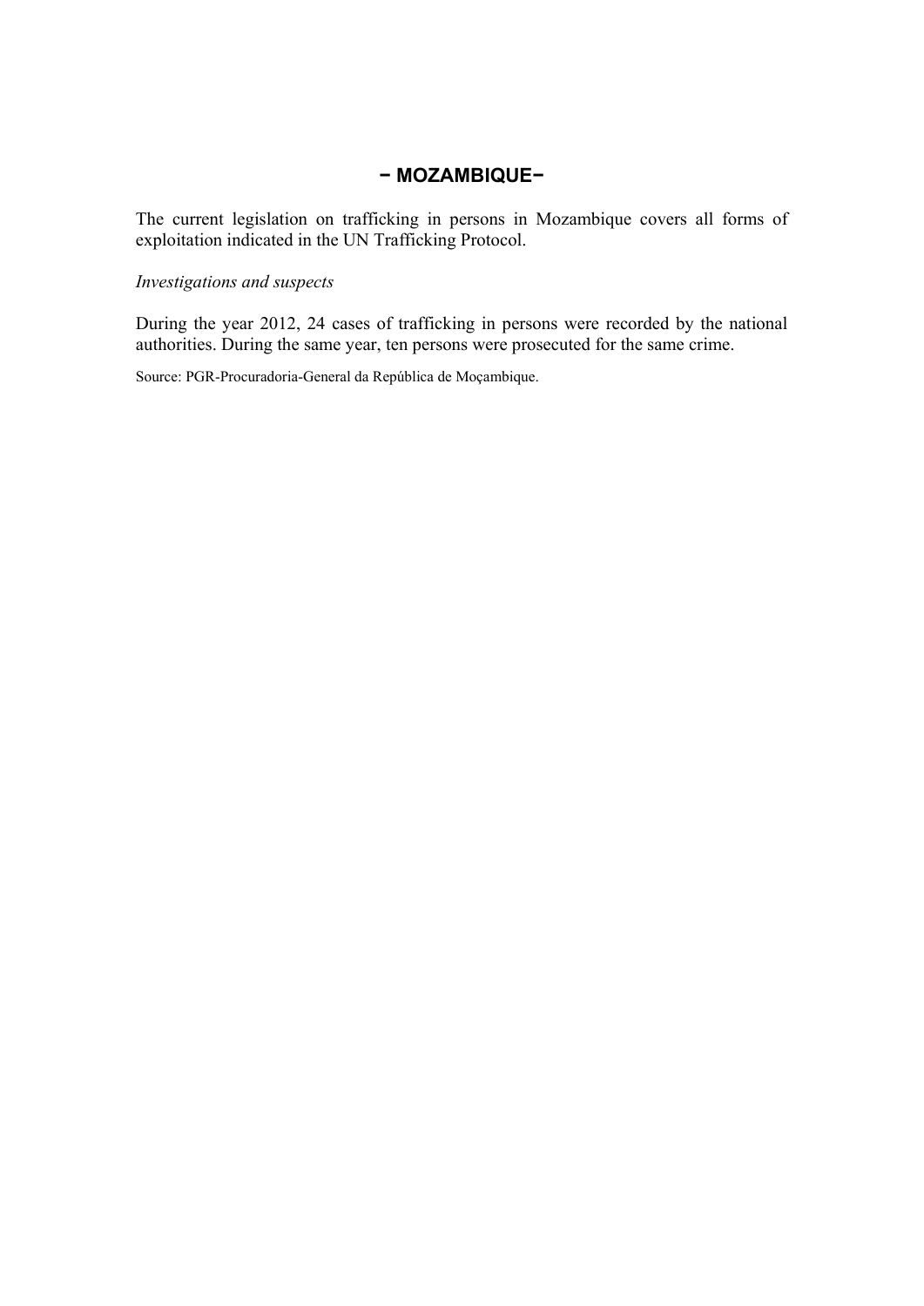## − MOZAMBIQUE−

The current legislation on trafficking in persons in Mozambique covers all forms of exploitation indicated in the UN Trafficking Protocol.

*Investigations and suspects*

During the year 2012, 24 cases of trafficking in persons were recorded by the national authorities. During the same year, ten persons were prosecuted for the same crime.

Source: PGR-Procuradoria-General da República de Moçambique.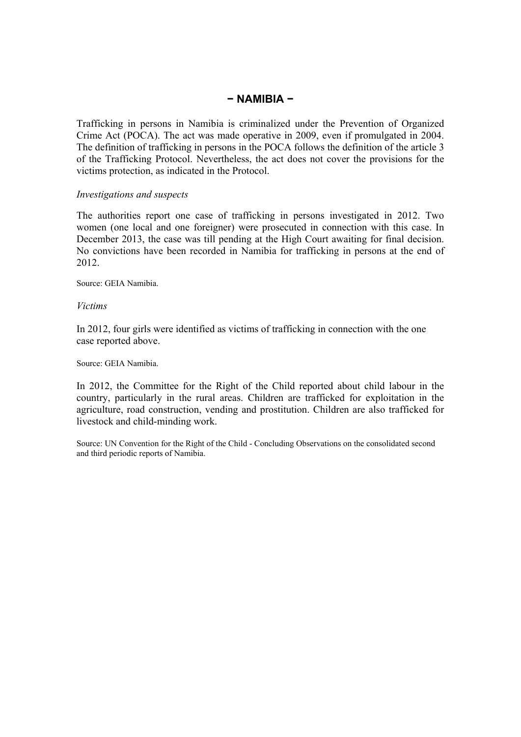## − NAMIBIA −

Trafficking in persons in Namibia is criminalized under the Prevention of Organized Crime Act (POCA). The act was made operative in 2009, even if promulgated in 2004. The definition of trafficking in persons in the POCA follows the definition of the article 3 of the Trafficking Protocol. Nevertheless, the act does not cover the provisions for the victims protection, as indicated in the Protocol.

*Investigations and suspects*

The authorities report one case of trafficking in persons investigated in 2012. Two women (one local and one foreigner) were prosecuted in connection with this case. In December 2013, the case was till pending at the High Court awaiting for final decision. No convictions have been recorded in Namibia for trafficking in persons at the end of 2012.

Source: GEIA Namibia.

*Victims*

In 2012, four girls were identified as victims of trafficking in connection with the one case reported above.

Source: GEIA Namibia.

In 2012, the Committee for the Right of the Child reported about child labour in the country, particularly in the rural areas. Children are trafficked for exploitation in the agriculture, road construction, vending and prostitution. Children are also trafficked for livestock and child-minding work.

Source: UN Convention for the Right of the Child - Concluding Observations on the consolidated second and third periodic reports of Namibia.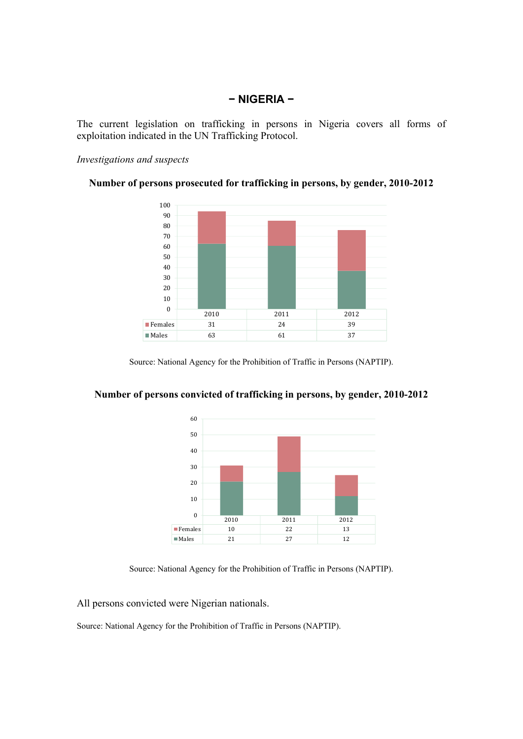# − NIGERIA −

The current legislation on trafficking in persons in Nigeria covers all forms of exploitation indicated in the UN Trafficking Protocol.

*Investigations and suspects*

**Number of persons prosecuted for trafficking in persons, by gender, 2010-2012**

| | 2010 | 2011 | 2012 |
|---|---|---|---|
| Females | 31 | 24 | 39 |
| Males | 63 | 61 | 37 |

Source: National Agency for the Prohibition of Traffic in Persons (NAPTIP).

**Number of persons convicted of trafficking in persons, by gender, 2010-2012**

| | 2010 | 2011 | 2012 |
|---|---|---|---|
| Females | 10 | 22 | 13 |
| Males | 21 | 27 | 12 |

Source: National Agency for the Prohibition of Traffic in Persons (NAPTIP).

All persons convicted were Nigerian nationals.

Source: National Agency for the Prohibition of Traffic in Persons (NAPTIP).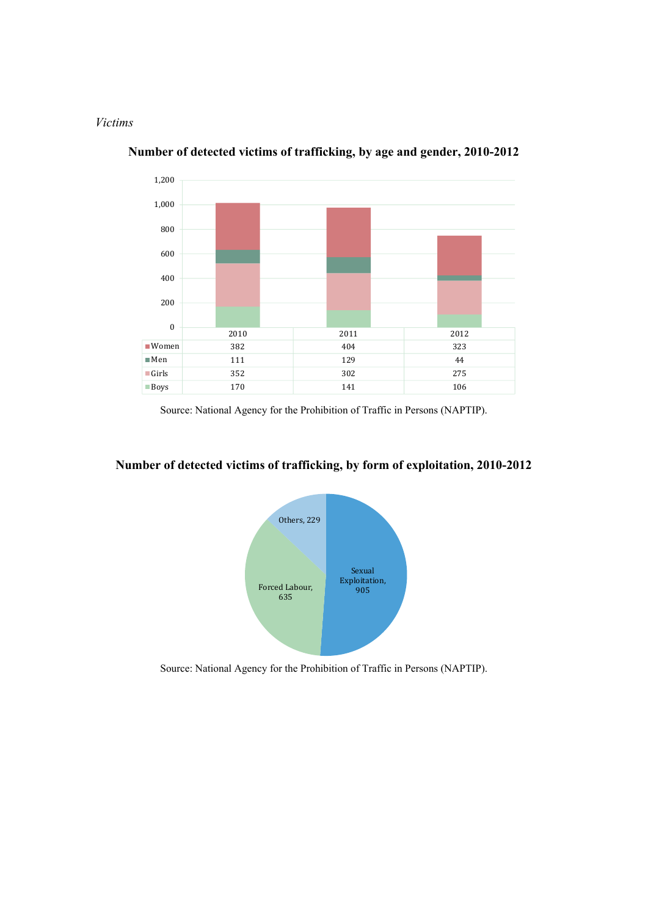*Victims*

**Number of detected victims of trafficking, by age and gender, 2010-2012**

| | 2010 | 2011 | 2012 |
|---|---|---|---|
| Women | 382 | 404 | 323 |
| Men | 111 | 129 | 44 |
| Girls | 352 | 302 | 275 |
| Boys | 170 | 141 | 106 |

Source: National Agency for the Prohibition of Traffic in Persons (NAPTIP).

**Number of detected victims of trafficking, by form of exploitation, 2010-2012**

| Form of exploitation | Number |
|---|---|
| Sexual Exploitation | 905 |
| Forced Labour | 635 |
| Others | 229 |

Source: National Agency for the Prohibition of Traffic in Persons (NAPTIP).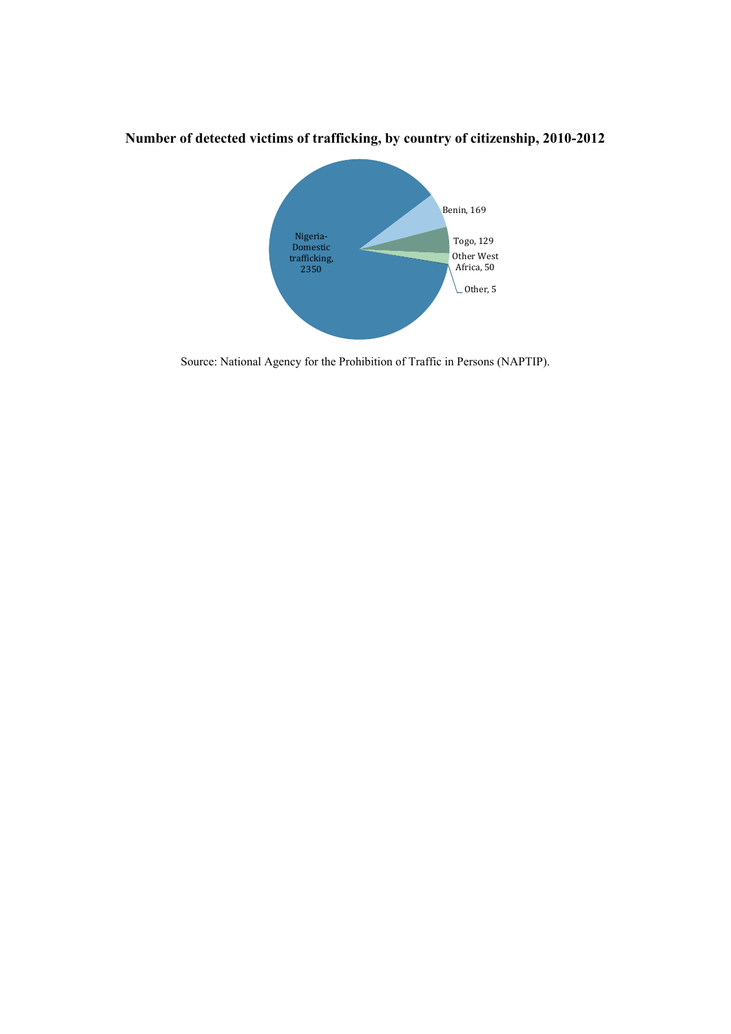**Number of detected victims of trafficking, by country of citizenship, 2010-2012**

Nigeria-Domestic trafficking, 2350

Benin, 169

Togo, 129

Other West Africa, 50

Other, 5

Source: National Agency for the Prohibition of Traffic in Persons (NAPTIP).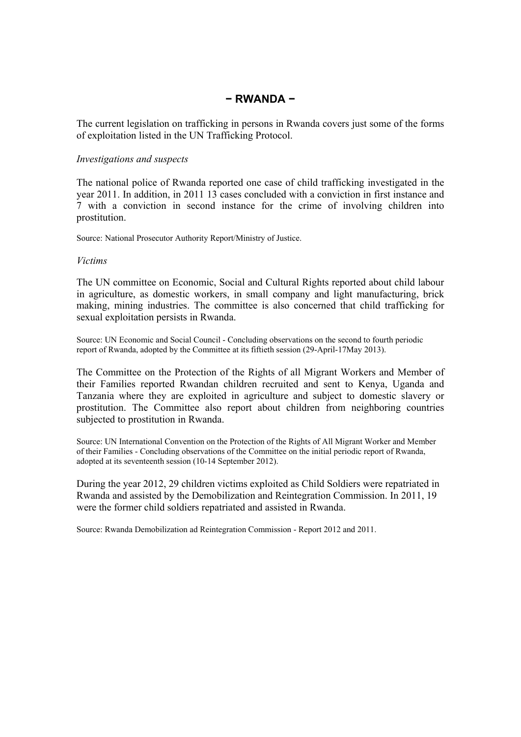# − RWANDA −

The current legislation on trafficking in persons in Rwanda covers just some of the forms of exploitation listed in the UN Trafficking Protocol.

*Investigations and suspects*

The national police of Rwanda reported one case of child trafficking investigated in the year 2011. In addition, in 2011 13 cases concluded with a conviction in first instance and 7 with a conviction in second instance for the crime of involving children into prostitution.

Source: National Prosecutor Authority Report/Ministry of Justice.

*Victims*

The UN committee on Economic, Social and Cultural Rights reported about child labour in agriculture, as domestic workers, in small company and light manufacturing, brick making, mining industries. The committee is also concerned that child trafficking for sexual exploitation persists in Rwanda.

Source: UN Economic and Social Council - Concluding observations on the second to fourth periodic report of Rwanda, adopted by the Committee at its fiftieth session (29-April-17May 2013).

The Committee on the Protection of the Rights of all Migrant Workers and Member of their Families reported Rwandan children recruited and sent to Kenya, Uganda and Tanzania where they are exploited in agriculture and subject to domestic slavery or prostitution. The Committee also report about children from neighboring countries subjected to prostitution in Rwanda.

Source: UN International Convention on the Protection of the Rights of All Migrant Worker and Member of their Families - Concluding observations of the Committee on the initial periodic report of Rwanda, adopted at its seventeenth session (10-14 September 2012).

During the year 2012, 29 children victims exploited as Child Soldiers were repatriated in Rwanda and assisted by the Demobilization and Reintegration Commission. In 2011, 19 were the former child soldiers repatriated and assisted in Rwanda.

Source: Rwanda Demobilization ad Reintegration Commission - Report 2012 and 2011.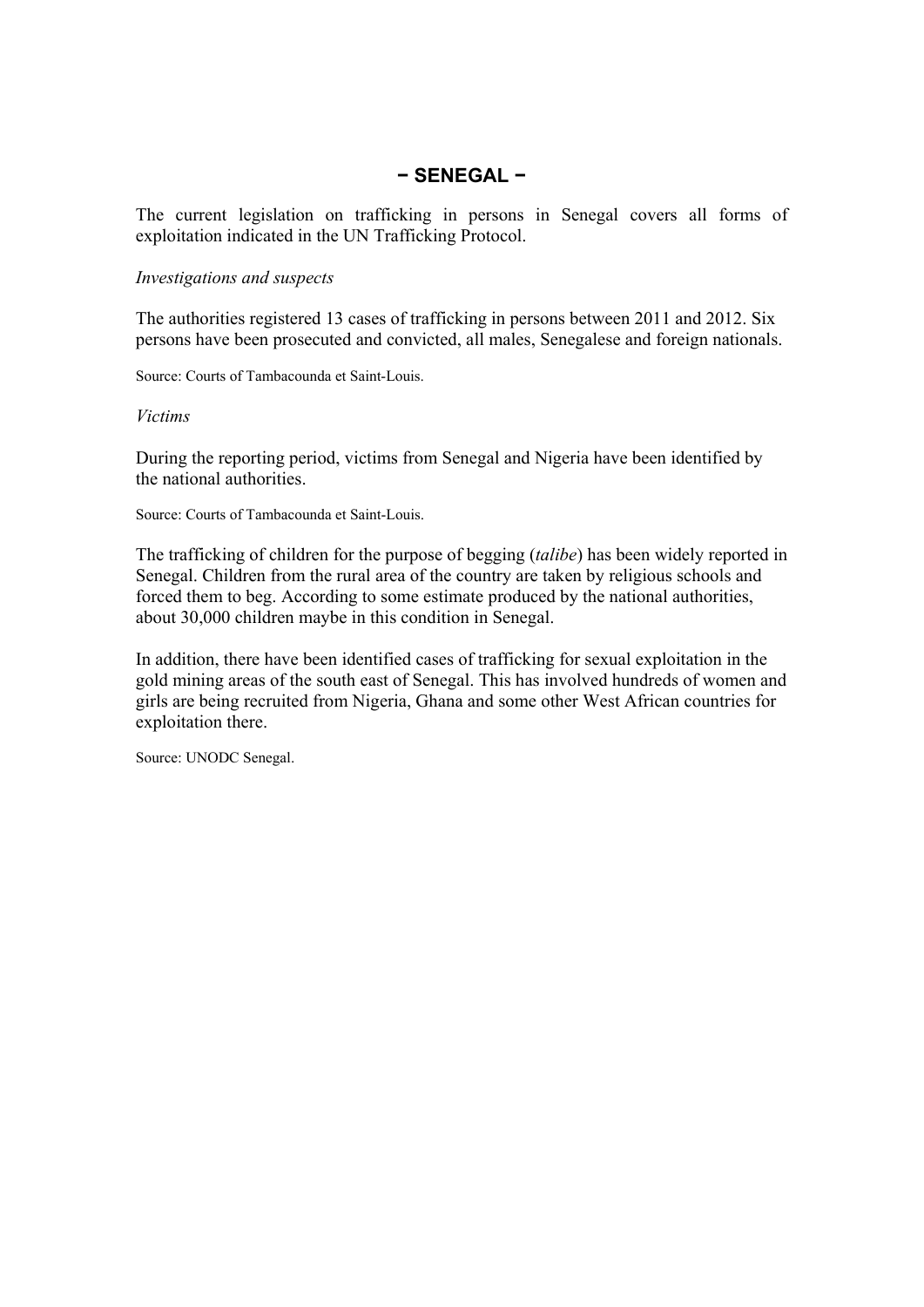# − SENEGAL −

The current legislation on trafficking in persons in Senegal covers all forms of exploitation indicated in the UN Trafficking Protocol.

*Investigations and suspects*

The authorities registered 13 cases of trafficking in persons between 2011 and 2012. Six persons have been prosecuted and convicted, all males, Senegalese and foreign nationals.

Source: Courts of Tambacounda et Saint-Louis.

*Victims*

During the reporting period, victims from Senegal and Nigeria have been identified by the national authorities.

Source: Courts of Tambacounda et Saint-Louis.

The trafficking of children for the purpose of begging (*talibe*) has been widely reported in Senegal. Children from the rural area of the country are taken by religious schools and forced them to beg. According to some estimate produced by the national authorities, about 30,000 children maybe in this condition in Senegal.

In addition, there have been identified cases of trafficking for sexual exploitation in the gold mining areas of the south east of Senegal. This has involved hundreds of women and girls are being recruited from Nigeria, Ghana and some other West African countries for exploitation there.

Source: UNODC Senegal.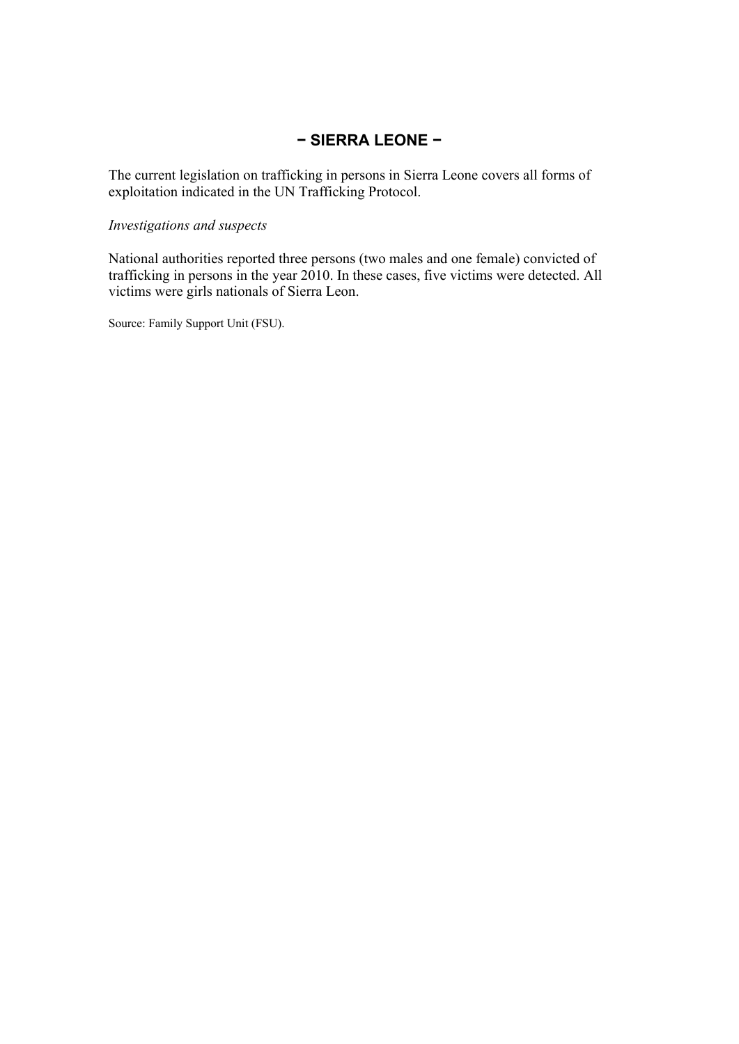## − SIERRA LEONE −

The current legislation on trafficking in persons in Sierra Leone covers all forms of exploitation indicated in the UN Trafficking Protocol.

*Investigations and suspects*

National authorities reported three persons (two males and one female) convicted of trafficking in persons in the year 2010. In these cases, five victims were detected. All victims were girls nationals of Sierra Leon.

Source: Family Support Unit (FSU).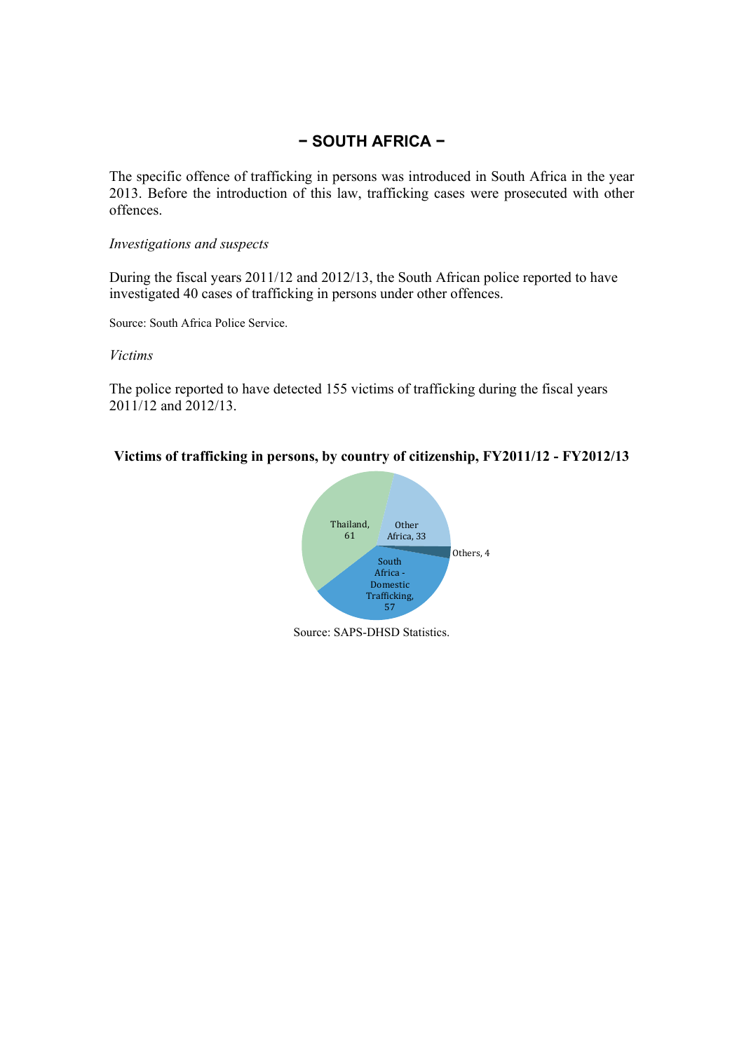## – SOUTH AFRICA –

The specific offence of trafficking in persons was introduced in South Africa in the year 2013. Before the introduction of this law, trafficking cases were prosecuted with other offences.

*Investigations and suspects*

During the fiscal years 2011/12 and 2012/13, the South African police reported to have investigated 40 cases of trafficking in persons under other offences.

Source: South Africa Police Service.

*Victims*

The police reported to have detected 155 victims of trafficking during the fiscal years 2011/12 and 2012/13.

**Victims of trafficking in persons, by country of citizenship, FY2011/12 - FY2012/13**

| Country of citizenship | Victims |
| --- | --- |
| Thailand | 61 |
| Other Africa | 33 |
| Others | 4 |
| South Africa - Domestic Trafficking | 57 |

Source: SAPS-DHSD Statistics.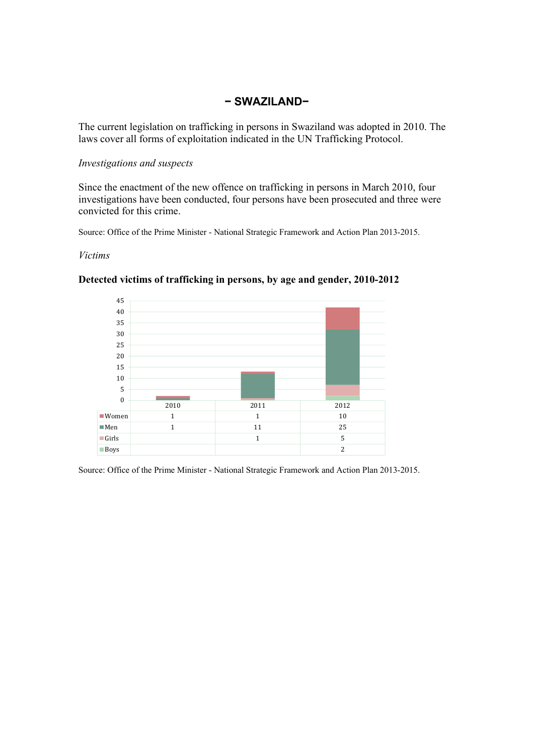# – SWAZILAND–

The current legislation on trafficking in persons in Swaziland was adopted in 2010. The laws cover all forms of exploitation indicated in the UN Trafficking Protocol.

*Investigations and suspects*

Since the enactment of the new offence on trafficking in persons in March 2010, four investigations have been conducted, four persons have been prosecuted and three were convicted for this crime.

Source: Office of the Prime Minister - National Strategic Framework and Action Plan 2013-2015.

*Victims*

**Detected victims of trafficking in persons, by age and gender, 2010-2012**

| | 2010 | 2011 | 2012 |
|---|---|---|---|
| Women | 1 | 1 | 10 |
| Men | 1 | 11 | 25 |
| Girls | | 1 | 5 |
| Boys | | | 2 |

Source: Office of the Prime Minister - National Strategic Framework and Action Plan 2013-2015.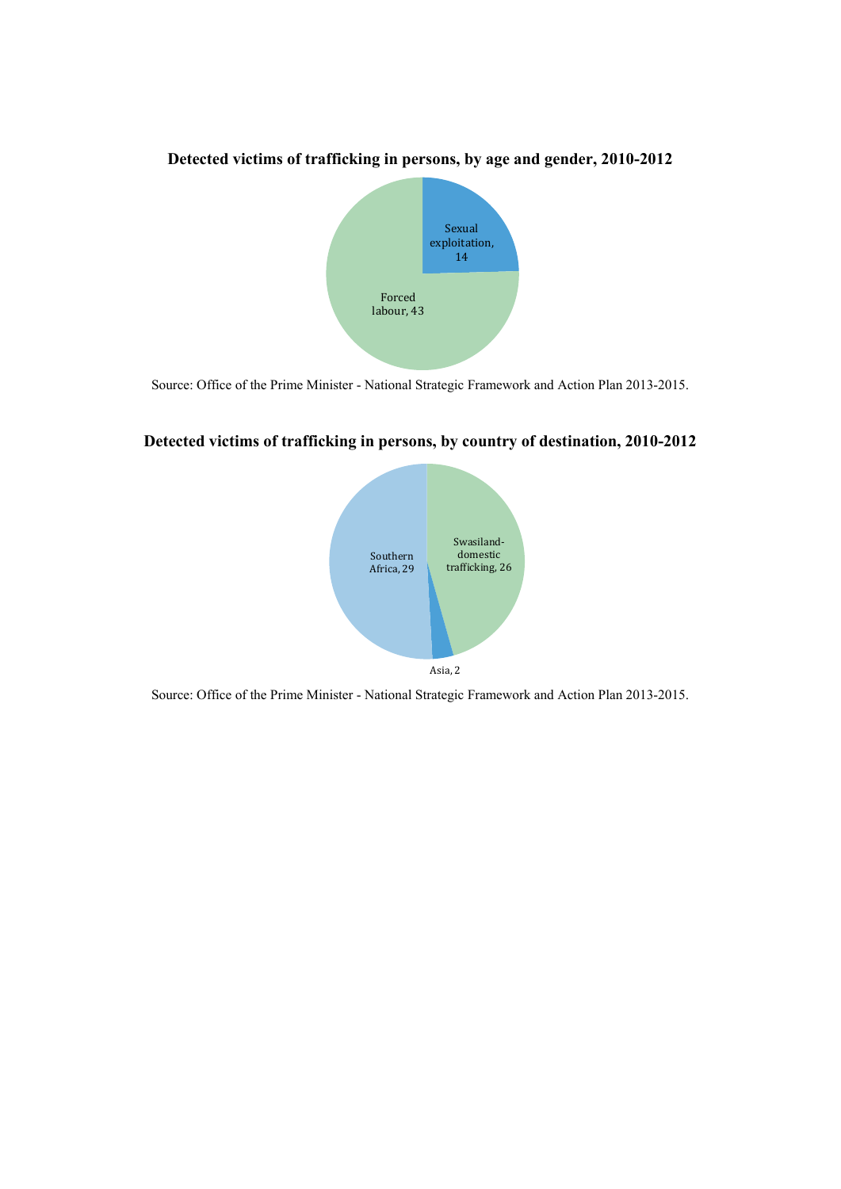**Detected victims of trafficking in persons, by age and gender, 2010-2012**

Sexual exploitation, 14

Forced labour, 43

Source: Office of the Prime Minister - National Strategic Framework and Action Plan 2013-2015.

**Detected victims of trafficking in persons, by country of destination, 2010-2012**

Southern Africa, 29

Swasiland-domestic trafficking, 26

Asia, 2

Source: Office of the Prime Minister - National Strategic Framework and Action Plan 2013-2015.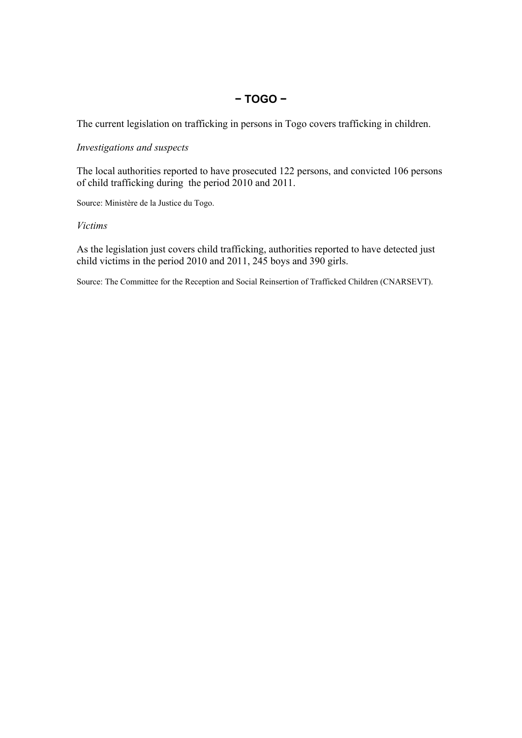## – TOGO –

The current legislation on trafficking in persons in Togo covers trafficking in children.

*Investigations and suspects*

The local authorities reported to have prosecuted 122 persons, and convicted 106 persons of child trafficking during the period 2010 and 2011.

Source: Ministère de la Justice du Togo.

*Victims*

As the legislation just covers child trafficking, authorities reported to have detected just child victims in the period 2010 and 2011, 245 boys and 390 girls.

Source: The Committee for the Reception and Social Reinsertion of Trafficked Children (CNARSEVT).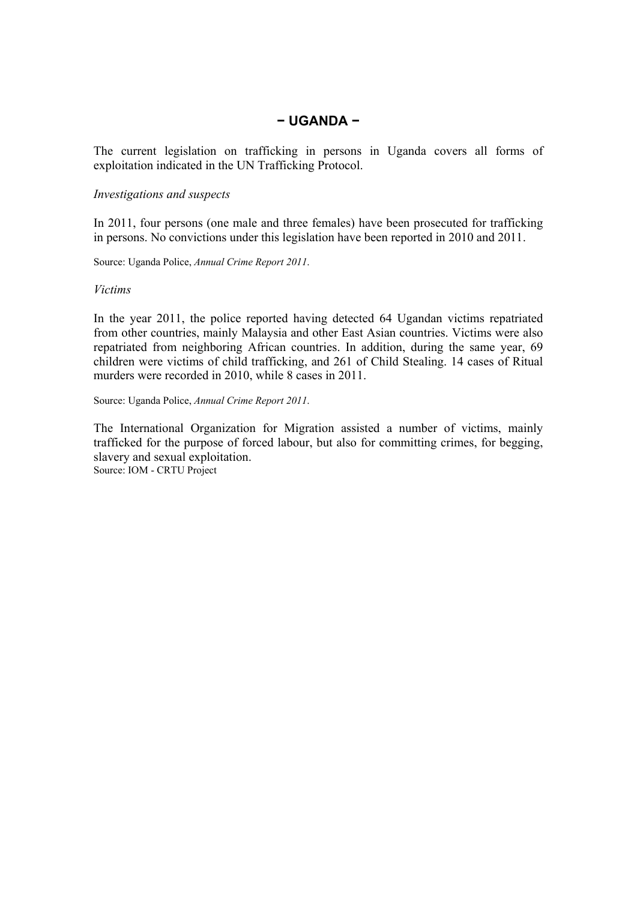# − UGANDA −

The current legislation on trafficking in persons in Uganda covers all forms of exploitation indicated in the UN Trafficking Protocol.

*Investigations and suspects*

In 2011, four persons (one male and three females) have been prosecuted for trafficking in persons. No convictions under this legislation have been reported in 2010 and 2011.

Source: Uganda Police, *Annual Crime Report 2011*.

*Victims*

In the year 2011, the police reported having detected 64 Ugandan victims repatriated from other countries, mainly Malaysia and other East Asian countries. Victims were also repatriated from neighboring African countries. In addition, during the same year, 69 children were victims of child trafficking, and 261 of Child Stealing. 14 cases of Ritual murders were recorded in 2010, while 8 cases in 2011.

Source: Uganda Police, *Annual Crime Report 2011*.

The International Organization for Migration assisted a number of victims, mainly trafficked for the purpose of forced labour, but also for committing crimes, for begging, slavery and sexual exploitation.
Source: IOM - CRTU Project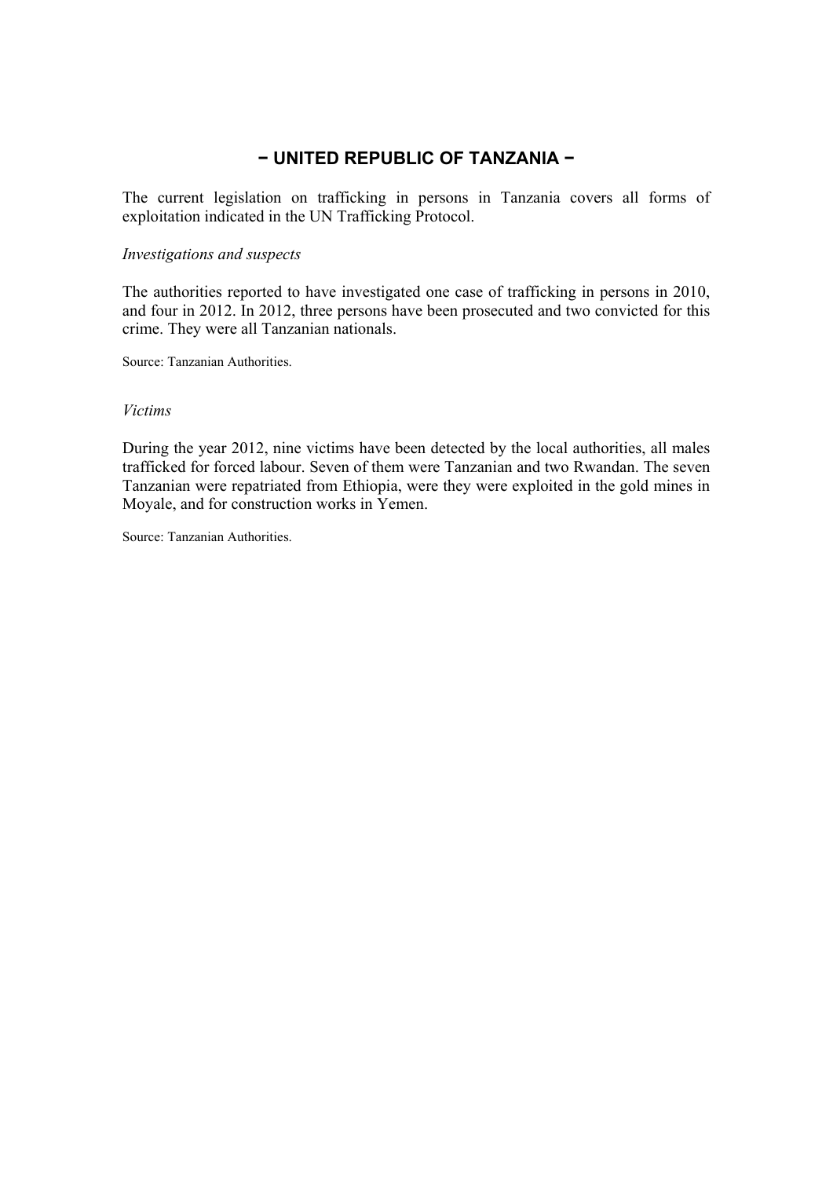## − UNITED REPUBLIC OF TANZANIA −

The current legislation on trafficking in persons in Tanzania covers all forms of exploitation indicated in the UN Trafficking Protocol.

*Investigations and suspects*

The authorities reported to have investigated one case of trafficking in persons in 2010, and four in 2012. In 2012, three persons have been prosecuted and two convicted for this crime. They were all Tanzanian nationals.

Source: Tanzanian Authorities.

*Victims*

During the year 2012, nine victims have been detected by the local authorities, all males trafficked for forced labour. Seven of them were Tanzanian and two Rwandan. The seven Tanzanian were repatriated from Ethiopia, were they were exploited in the gold mines in Moyale, and for construction works in Yemen.

Source: Tanzanian Authorities.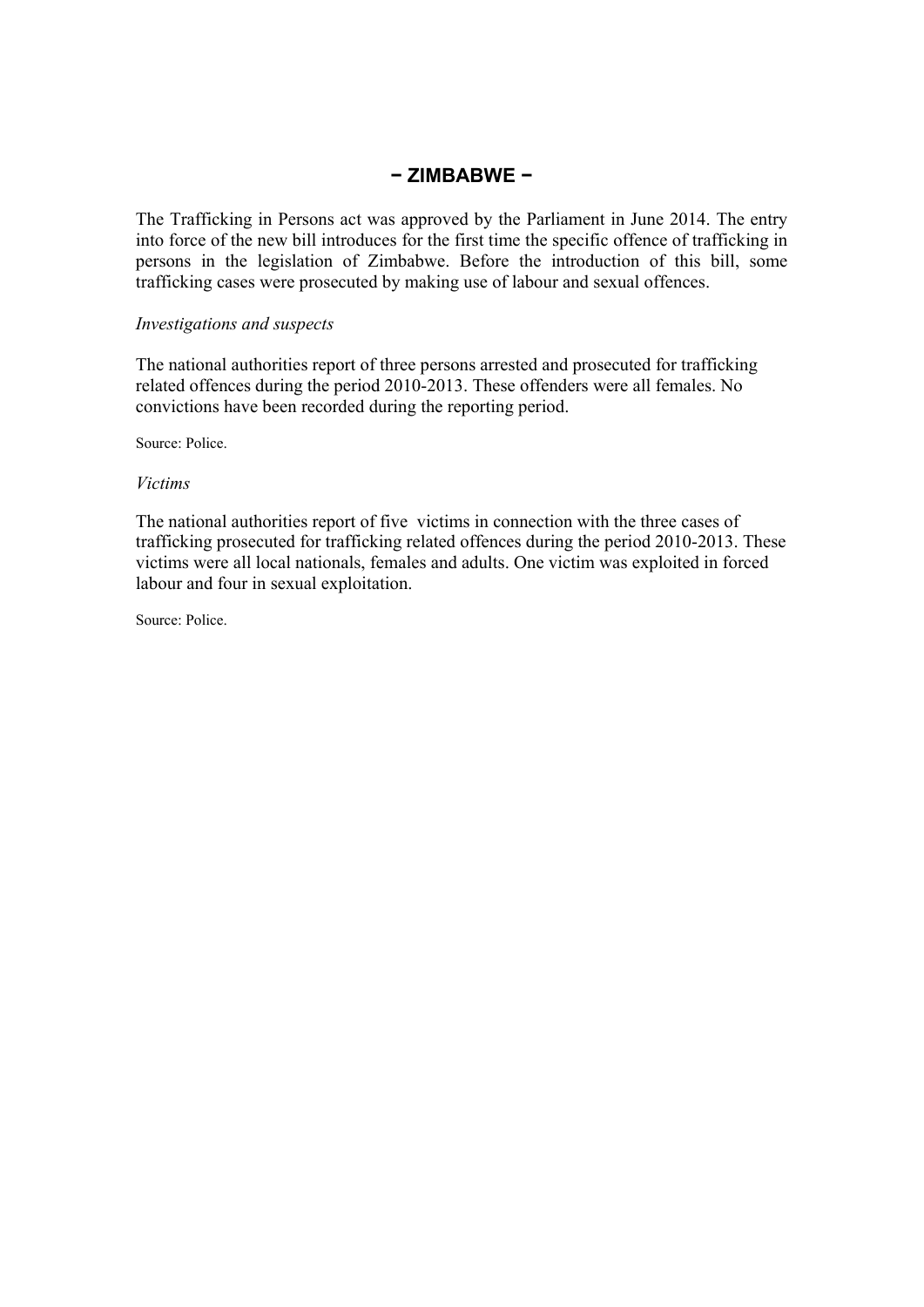## − ZIMBABWE −

The Trafficking in Persons act was approved by the Parliament in June 2014. The entry into force of the new bill introduces for the first time the specific offence of trafficking in persons in the legislation of Zimbabwe. Before the introduction of this bill, some trafficking cases were prosecuted by making use of labour and sexual offences.

*Investigations and suspects*

The national authorities report of three persons arrested and prosecuted for trafficking related offences during the period 2010-2013. These offenders were all females. No convictions have been recorded during the reporting period.

Source: Police.

*Victims*

The national authorities report of five victims in connection with the three cases of trafficking prosecuted for trafficking related offences during the period 2010-2013. These victims were all local nationals, females and adults. One victim was exploited in forced labour and four in sexual exploitation.

Source: Police.